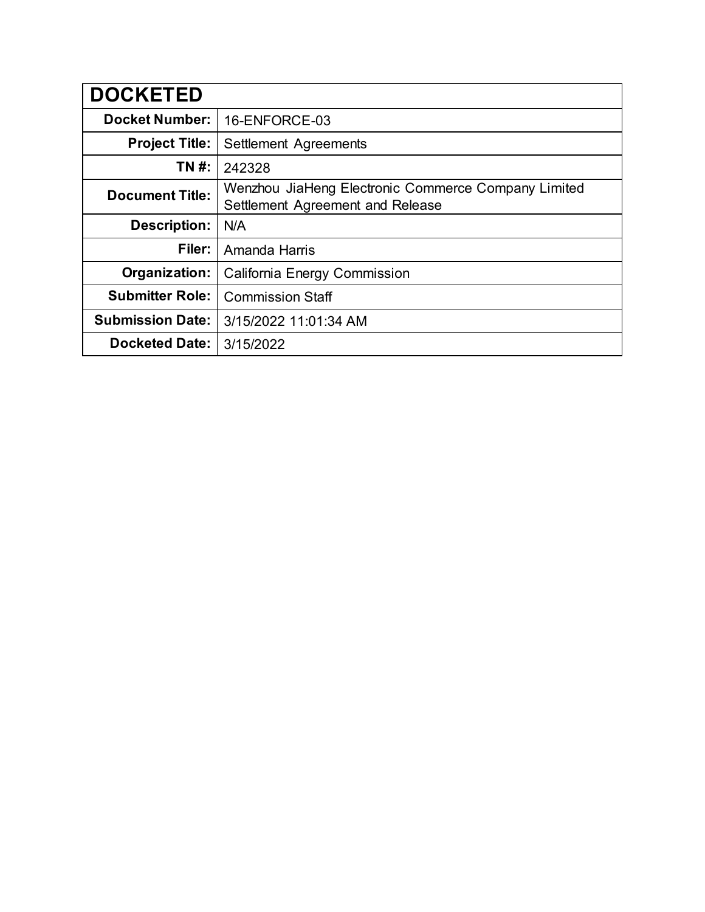| DOCKETED | |
|---|---|
| **Docket Number:** | 16-ENFORCE-03 |
| **Project Title:** | Settlement Agreements |
| **TN #:** | 242328 |
| **Document Title:** | Wenzhou JiaHeng Electronic Commerce Company Limited Settlement Agreement and Release |
| **Description:** | N/A |
| **Filer:** | Amanda Harris |
| **Organization:** | California Energy Commission |
| **Submitter Role:** | Commission Staff |
| **Submission Date:** | 3/15/2022 11:01:34 AM |
| **Docketed Date:** | 3/15/2022 |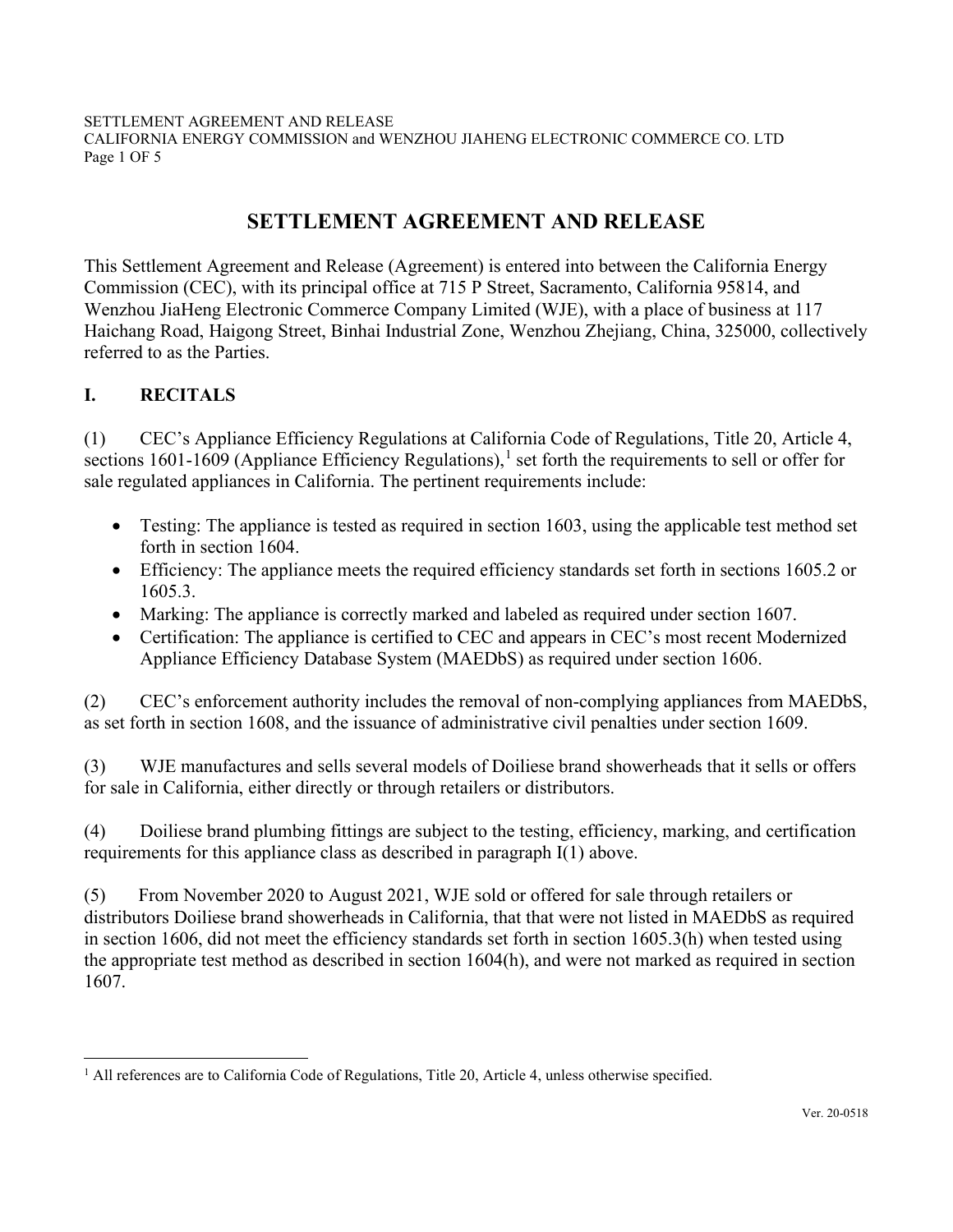# SETTLEMENT AGREEMENT AND RELEASE

This Settlement Agreement and Release (Agreement) is entered into between the California Energy Commission (CEC), with its principal office at 715 P Street, Sacramento, California 95814, and Wenzhou JiaHeng Electronic Commerce Company Limited (WJE), with a place of business at 117 Haichang Road, Haigong Street, Binhai Industrial Zone, Wenzhou Zhejiang, China, 325000, collectively referred to as the Parties.

## I. RECITALS

(1) CEC's Appliance Efficiency Regulations at California Code of Regulations, Title 20, Article 4, sections 1601-1609 (Appliance Efficiency Regulations),[1] set forth the requirements to sell or offer for sale regulated appliances in California. The pertinent requirements include:

- Testing: The appliance is tested as required in section 1603, using the applicable test method set forth in section 1604.
- Efficiency: The appliance meets the required efficiency standards set forth in sections 1605.2 or 1605.3.
- Marking: The appliance is correctly marked and labeled as required under section 1607.
- Certification: The appliance is certified to CEC and appears in CEC's most recent Modernized Appliance Efficiency Database System (MAEDbS) as required under section 1606.

(2) CEC's enforcement authority includes the removal of non-complying appliances from MAEDbS, as set forth in section 1608, and the issuance of administrative civil penalties under section 1609.

(3) WJE manufactures and sells several models of Doiliese brand showerheads that it sells or offers for sale in California, either directly or through retailers or distributors.

(4) Doiliese brand plumbing fittings are subject to the testing, efficiency, marking, and certification requirements for this appliance class as described in paragraph I(1) above.

(5) From November 2020 to August 2021, WJE sold or offered for sale through retailers or distributors Doiliese brand showerheads in California, that that were not listed in MAEDbS as required in section 1606, did not meet the efficiency standards set forth in section 1605.3(h) when tested using the appropriate test method as described in section 1604(h), and were not marked as required in section 1607.

---

[1] All references are to California Code of Regulations, Title 20, Article 4, unless otherwise specified.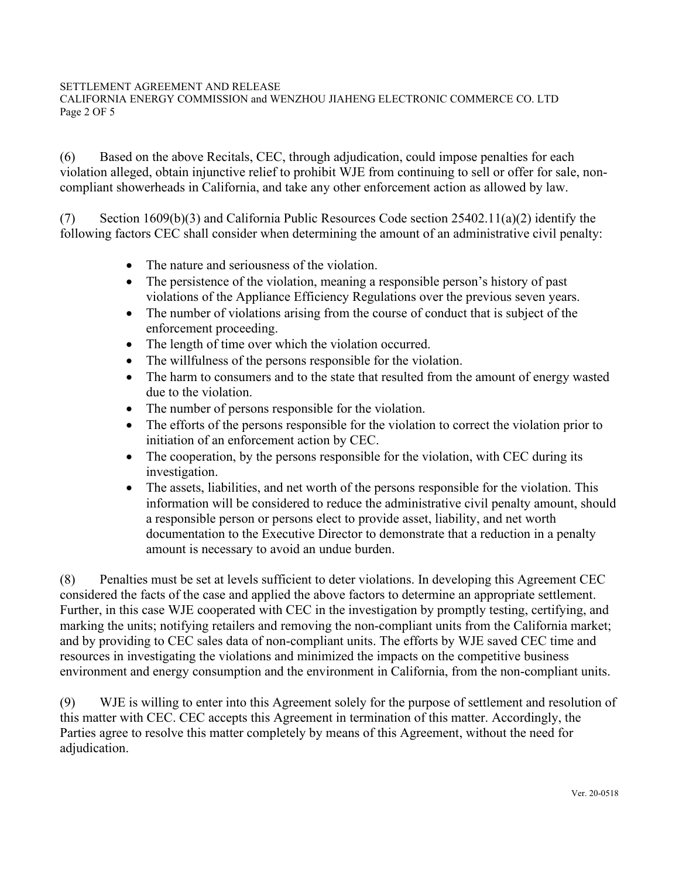(6) Based on the above Recitals, CEC, through adjudication, could impose penalties for each violation alleged, obtain injunctive relief to prohibit WJE from continuing to sell or offer for sale, non-compliant showerheads in California, and take any other enforcement action as allowed by law.

(7) Section 1609(b)(3) and California Public Resources Code section 25402.11(a)(2) identify the following factors CEC shall consider when determining the amount of an administrative civil penalty:

- The nature and seriousness of the violation.
- The persistence of the violation, meaning a responsible person's history of past violations of the Appliance Efficiency Regulations over the previous seven years.
- The number of violations arising from the course of conduct that is subject of the enforcement proceeding.
- The length of time over which the violation occurred.
- The willfulness of the persons responsible for the violation.
- The harm to consumers and to the state that resulted from the amount of energy wasted due to the violation.
- The number of persons responsible for the violation.
- The efforts of the persons responsible for the violation to correct the violation prior to initiation of an enforcement action by CEC.
- The cooperation, by the persons responsible for the violation, with CEC during its investigation.
- The assets, liabilities, and net worth of the persons responsible for the violation. This information will be considered to reduce the administrative civil penalty amount, should a responsible person or persons elect to provide asset, liability, and net worth documentation to the Executive Director to demonstrate that a reduction in a penalty amount is necessary to avoid an undue burden.

(8) Penalties must be set at levels sufficient to deter violations. In developing this Agreement CEC considered the facts of the case and applied the above factors to determine an appropriate settlement. Further, in this case WJE cooperated with CEC in the investigation by promptly testing, certifying, and marking the units; notifying retailers and removing the non-compliant units from the California market; and by providing to CEC sales data of non-compliant units. The efforts by WJE saved CEC time and resources in investigating the violations and minimized the impacts on the competitive business environment and energy consumption and the environment in California, from the non-compliant units.

(9) WJE is willing to enter into this Agreement solely for the purpose of settlement and resolution of this matter with CEC. CEC accepts this Agreement in termination of this matter. Accordingly, the Parties agree to resolve this matter completely by means of this Agreement, without the need for adjudication.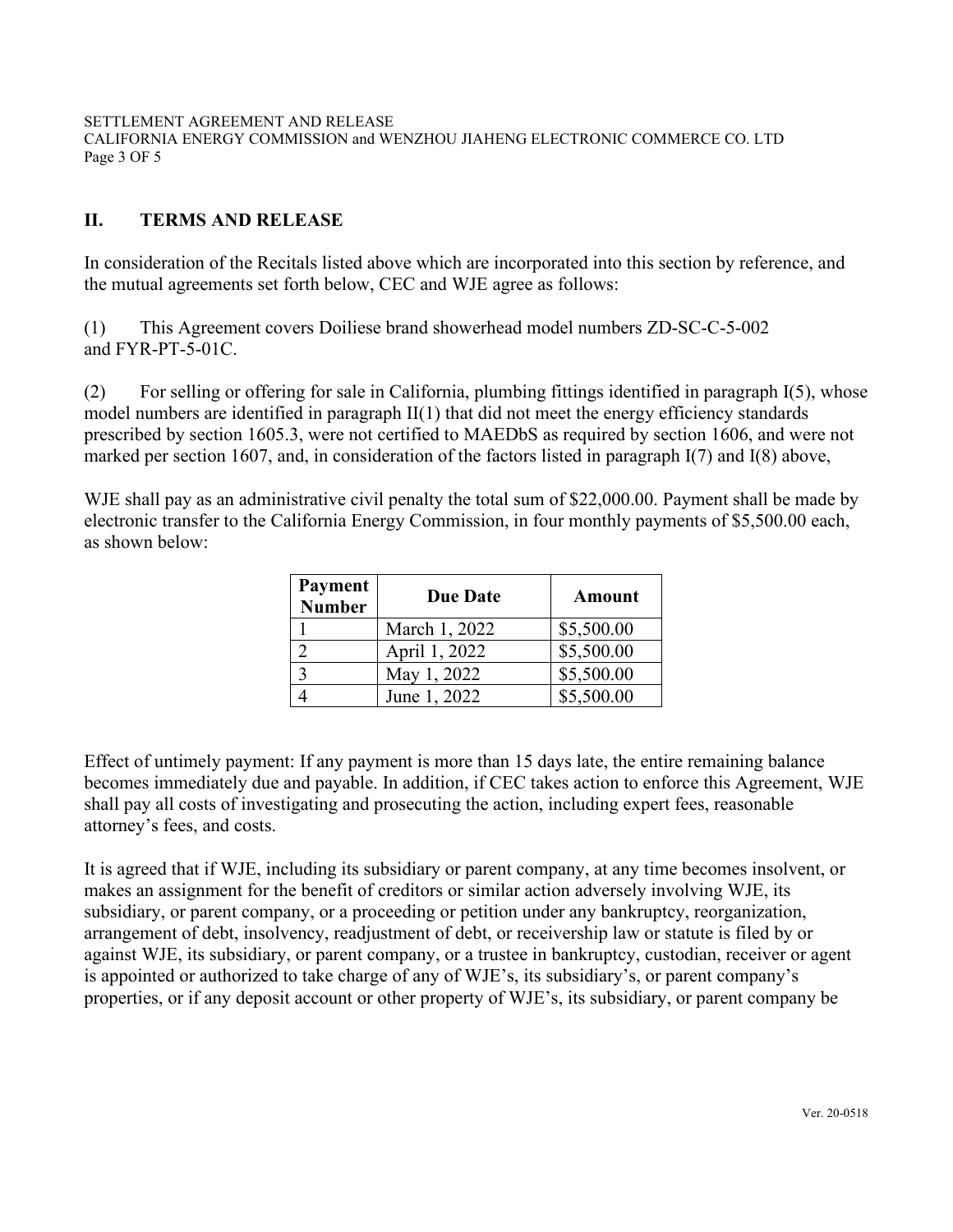## II. TERMS AND RELEASE

In consideration of the Recitals listed above which are incorporated into this section by reference, and the mutual agreements set forth below, CEC and WJE agree as follows:

(1) This Agreement covers Doiliese brand showerhead model numbers ZD-SC-C-5-002 and FYR-PT-5-01C.

(2) For selling or offering for sale in California, plumbing fittings identified in paragraph I(5), whose model numbers are identified in paragraph II(1) that did not meet the energy efficiency standards prescribed by section 1605.3, were not certified to MAEDbS as required by section 1606, and were not marked per section 1607, and, in consideration of the factors listed in paragraph I(7) and I(8) above,

WJE shall pay as an administrative civil penalty the total sum of $22,000.00. Payment shall be made by electronic transfer to the California Energy Commission, in four monthly payments of $5,500.00 each, as shown below:

| Payment Number | Due Date | Amount |
|---|---|---|
| 1 | March 1, 2022 | $5,500.00 |
| 2 | April 1, 2022 | $5,500.00 |
| 3 | May 1, 2022 | $5,500.00 |
| 4 | June 1, 2022 | $5,500.00 |

Effect of untimely payment: If any payment is more than 15 days late, the entire remaining balance becomes immediately due and payable. In addition, if CEC takes action to enforce this Agreement, WJE shall pay all costs of investigating and prosecuting the action, including expert fees, reasonable attorney's fees, and costs.

It is agreed that if WJE, including its subsidiary or parent company, at any time becomes insolvent, or makes an assignment for the benefit of creditors or similar action adversely involving WJE, its subsidiary, or parent company, or a proceeding or petition under any bankruptcy, reorganization, arrangement of debt, insolvency, readjustment of debt, or receivership law or statute is filed by or against WJE, its subsidiary, or parent company, or a trustee in bankruptcy, custodian, receiver or agent is appointed or authorized to take charge of any of WJE's, its subsidiary's, or parent company's properties, or if any deposit account or other property of WJE's, its subsidiary, or parent company be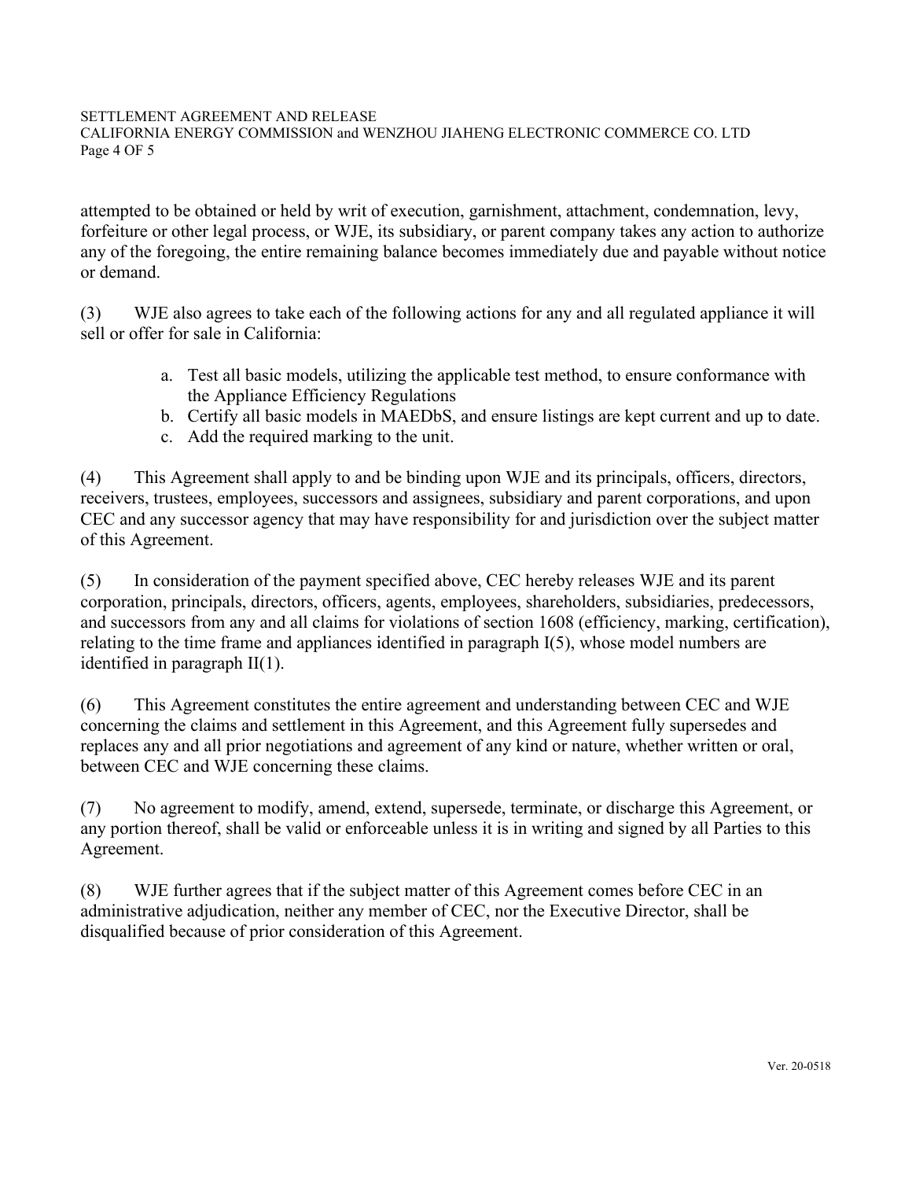attempted to be obtained or held by writ of execution, garnishment, attachment, condemnation, levy, forfeiture or other legal process, or WJE, its subsidiary, or parent company takes any action to authorize any of the foregoing, the entire remaining balance becomes immediately due and payable without notice or demand.

(3) WJE also agrees to take each of the following actions for any and all regulated appliance it will sell or offer for sale in California:

a. Test all basic models, utilizing the applicable test method, to ensure conformance with the Appliance Efficiency Regulations
b. Certify all basic models in MAEDbS, and ensure listings are kept current and up to date.
c. Add the required marking to the unit.

(4) This Agreement shall apply to and be binding upon WJE and its principals, officers, directors, receivers, trustees, employees, successors and assignees, subsidiary and parent corporations, and upon CEC and any successor agency that may have responsibility for and jurisdiction over the subject matter of this Agreement.

(5) In consideration of the payment specified above, CEC hereby releases WJE and its parent corporation, principals, directors, officers, agents, employees, shareholders, subsidiaries, predecessors, and successors from any and all claims for violations of section 1608 (efficiency, marking, certification), relating to the time frame and appliances identified in paragraph I(5), whose model numbers are identified in paragraph II(1).

(6) This Agreement constitutes the entire agreement and understanding between CEC and WJE concerning the claims and settlement in this Agreement, and this Agreement fully supersedes and replaces any and all prior negotiations and agreement of any kind or nature, whether written or oral, between CEC and WJE concerning these claims.

(7) No agreement to modify, amend, extend, supersede, terminate, or discharge this Agreement, or any portion thereof, shall be valid or enforceable unless it is in writing and signed by all Parties to this Agreement.

(8) WJE further agrees that if the subject matter of this Agreement comes before CEC in an administrative adjudication, neither any member of CEC, nor the Executive Director, shall be disqualified because of prior consideration of this Agreement.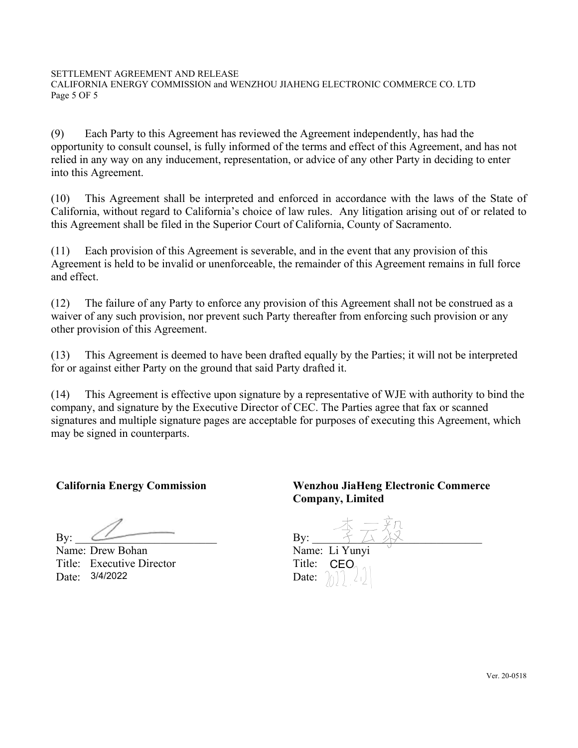(9) Each Party to this Agreement has reviewed the Agreement independently, has had the opportunity to consult counsel, is fully informed of the terms and effect of this Agreement, and has not relied in any way on any inducement, representation, or advice of any other Party in deciding to enter into this Agreement.

(10) This Agreement shall be interpreted and enforced in accordance with the laws of the State of California, without regard to California's choice of law rules. Any litigation arising out of or related to this Agreement shall be filed in the Superior Court of California, County of Sacramento.

(11) Each provision of this Agreement is severable, and in the event that any provision of this Agreement is held to be invalid or unenforceable, the remainder of this Agreement remains in full force and effect.

(12) The failure of any Party to enforce any provision of this Agreement shall not be construed as a waiver of any such provision, nor prevent such Party thereafter from enforcing such provision or any other provision of this Agreement.

(13) This Agreement is deemed to have been drafted equally by the Parties; it will not be interpreted for or against either Party on the ground that said Party drafted it.

(14) This Agreement is effective upon signature by a representative of WJE with authority to bind the company, and signature by the Executive Director of CEC. The Parties agree that fax or scanned signatures and multiple signature pages are acceptable for purposes of executing this Agreement, which may be signed in counterparts.

**California Energy Commission**

By: ________________________

Name: Drew Bohan
Title: Executive Director
Date: 3/4/2022

**Wenzhou JiaHeng Electronic Commerce Company, Limited**

By: 李云毅

Name: Li Yunyi
Title: CEO
Date: 2022.2.21